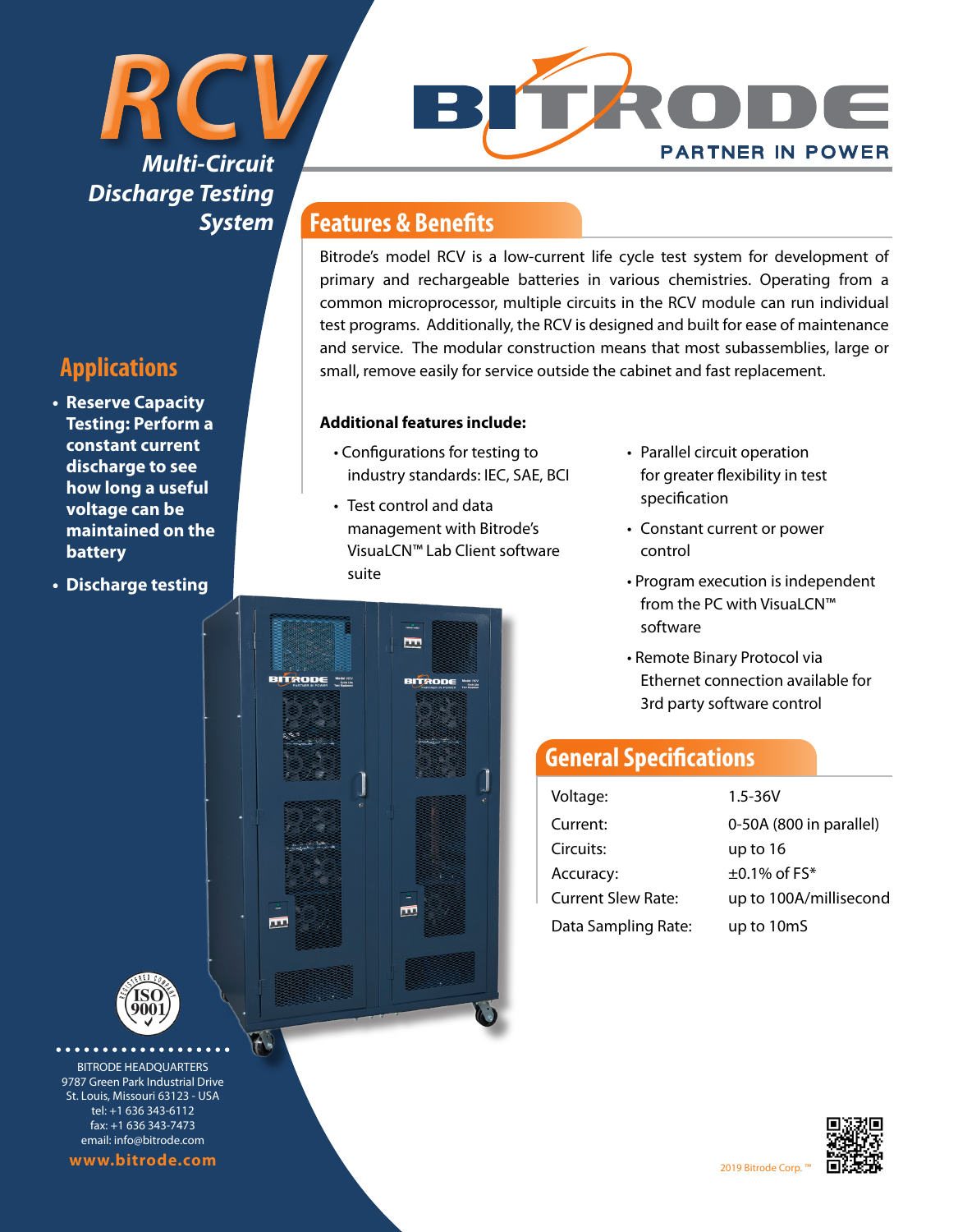# RCV

***Multi-Circuit Discharge Testing System***

BITRODE

PARTNER IN POWER

## Features & Benefits

Bitrode's model RCV is a low-current life cycle test system for development of primary and rechargeable batteries in various chemistries. Operating from a common microprocessor, multiple circuits in the RCV module can run individual test programs. Additionally, the RCV is designed and built for ease of maintenance and service. The modular construction means that most subassemblies, large or small, remove easily for service outside the cabinet and fast replacement.

**Additional features include:**

- Configurations for testing to industry standards: IEC, SAE, BCI
- Test control and data management with Bitrode's VisuaLCN™ Lab Client software suite
- Parallel circuit operation for greater flexibility in test specification
- Constant current or power control
- Program execution is independent from the PC with VisuaLCN™ software
- Remote Binary Protocol via Ethernet connection available for 3rd party software control

## Applications

- **Reserve Capacity Testing: Perform a constant current discharge to see how long a useful voltage can be maintained on the battery**
- **Discharge testing**

## General Specifications

| | |
|---|---|
| Voltage: | 1.5-36V |
| Current: | 0-50A (800 in parallel) |
| Circuits: | up to 16 |
| Accuracy: | ±0.1% of FS* |
| Current Slew Rate: | up to 100A/millisecond |
| Data Sampling Rate: | up to 10mS |

BITRODE HEADQUARTERS
9787 Green Park Industrial Drive
St. Louis, Missouri 63123 - USA
tel: +1 636 343-6112
fax: +1 636 343-7473
email: info@bitrode.com

**www.bitrode.com**

2019 Bitrode Corp. ™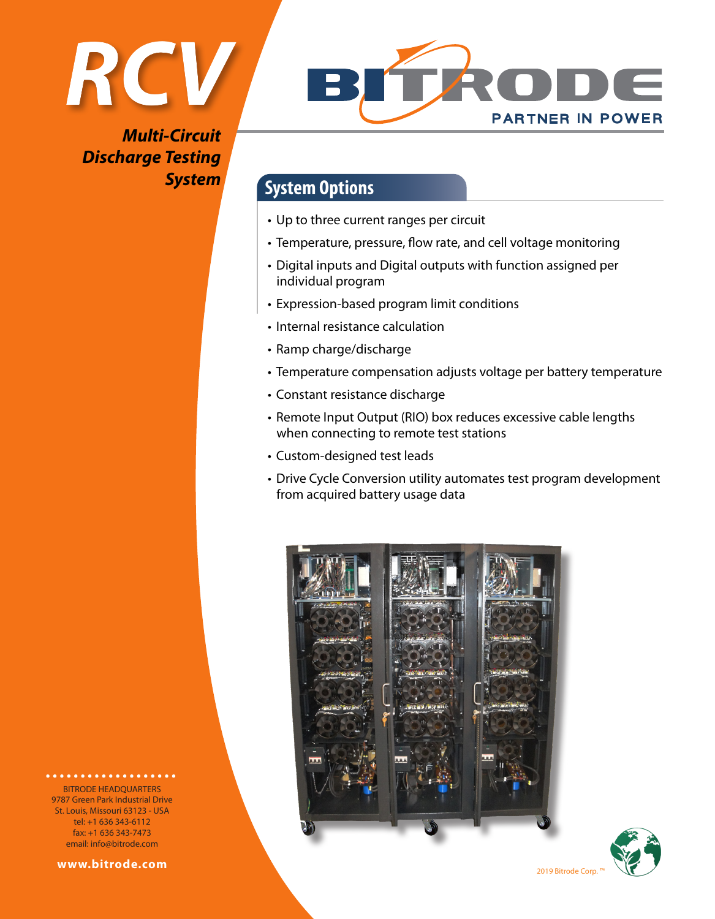# RCV

***Multi-Circuit Discharge Testing System***

BITRODE

PARTNER IN POWER

## System Options

- Up to three current ranges per circuit
- Temperature, pressure, flow rate, and cell voltage monitoring
- Digital inputs and Digital outputs with function assigned per individual program
- Expression-based program limit conditions
- Internal resistance calculation
- Ramp charge/discharge
- Temperature compensation adjusts voltage per battery temperature
- Constant resistance discharge
- Remote Input Output (RIO) box reduces excessive cable lengths when connecting to remote test stations
- Custom-designed test leads
- Drive Cycle Conversion utility automates test program development from acquired battery usage data

BITRODE HEADQUARTERS
9787 Green Park Industrial Drive
St. Louis, Missouri 63123 - USA
tel: +1 636 343-6112
fax: +1 636 343-7473
email: info@bitrode.com

**www.bitrode.com**

2019 Bitrode Corp. ™